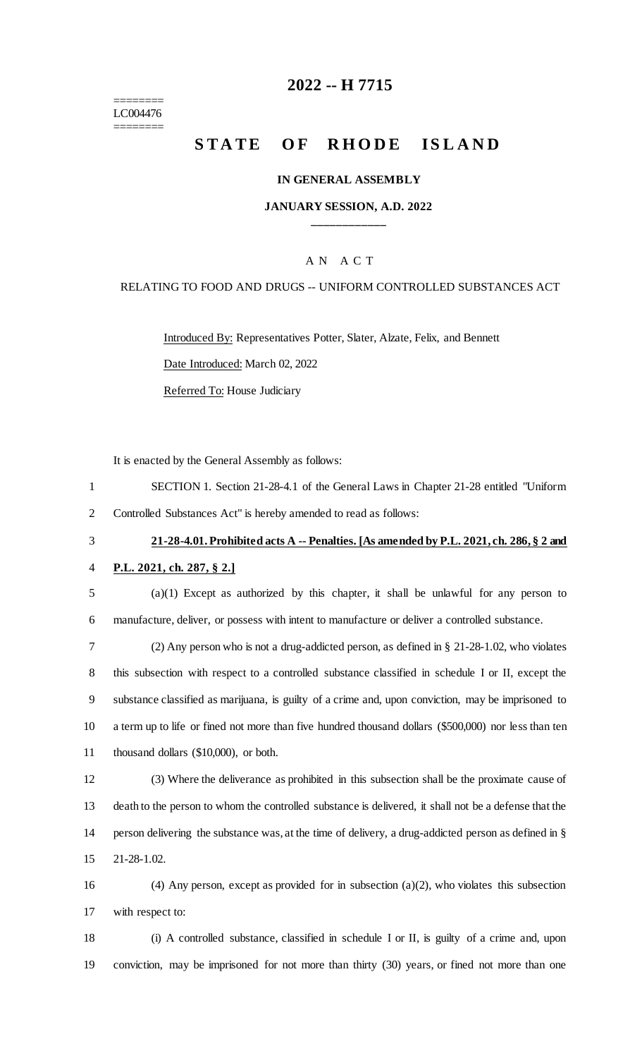========
LC004476
========

# 2022 -- H 7715

# STATE OF RHODE ISLAND

**IN GENERAL ASSEMBLY**

**JANUARY SESSION, A.D. 2022**

A N A C T

RELATING TO FOOD AND DRUGS -- UNIFORM CONTROLLED SUBSTANCES ACT

Introduced By: Representatives Potter, Slater, Alzate, Felix, and Bennett

Date Introduced: March 02, 2022

Referred To: House Judiciary

It is enacted by the General Assembly as follows:

1 SECTION 1. Section 21-28-4.1 of the General Laws in Chapter 21-28 entitled "Uniform
2 Controlled Substances Act" is hereby amended to read as follows:

3 **21-28-4.01. Prohibited acts A -- Penalties. [As amended by P.L. 2021, ch. 286, § 2 and**
4 **P.L. 2021, ch. 287, § 2.]**

5 (a)(1) Except as authorized by this chapter, it shall be unlawful for any person to
6 manufacture, deliver, or possess with intent to manufacture or deliver a controlled substance.

7 (2) Any person who is not a drug-addicted person, as defined in § 21-28-1.02, who violates
8 this subsection with respect to a controlled substance classified in schedule I or II, except the
9 substance classified as marijuana, is guilty of a crime and, upon conviction, may be imprisoned to
10 a term up to life or fined not more than five hundred thousand dollars ($500,000) nor less than ten
11 thousand dollars ($10,000), or both.

12 (3) Where the deliverance as prohibited in this subsection shall be the proximate cause of
13 death to the person to whom the controlled substance is delivered, it shall not be a defense that the
14 person delivering the substance was, at the time of delivery, a drug-addicted person as defined in §
15 21-28-1.02.

16 (4) Any person, except as provided for in subsection (a)(2), who violates this subsection
17 with respect to:

18 (i) A controlled substance, classified in schedule I or II, is guilty of a crime and, upon
19 conviction, may be imprisoned for not more than thirty (30) years, or fined not more than one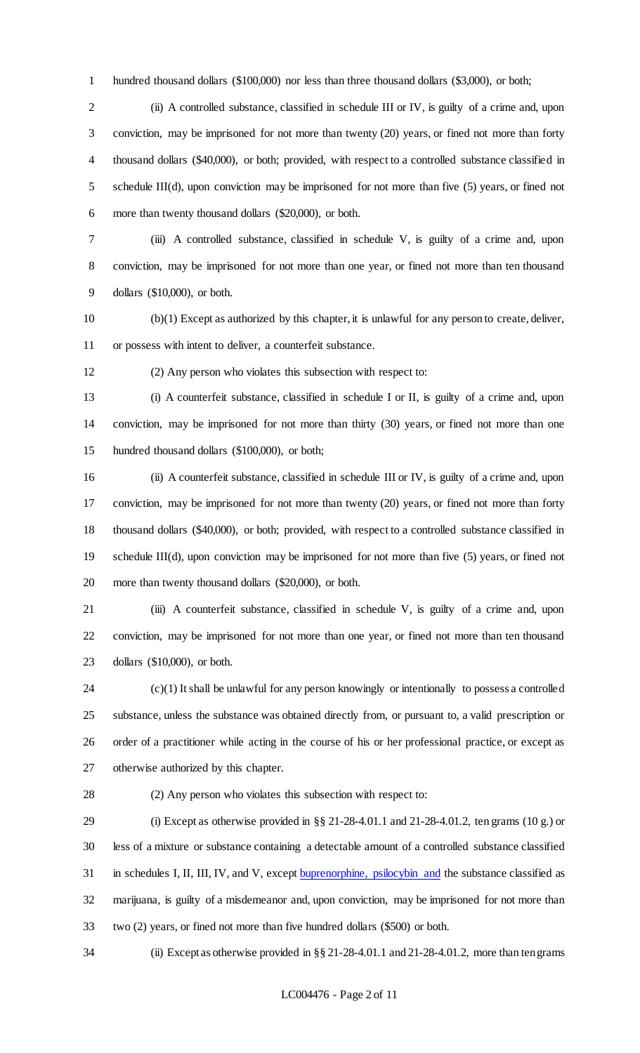hundred thousand dollars ($100,000) nor less than three thousand dollars ($3,000), or both;

(ii) A controlled substance, classified in schedule III or IV, is guilty of a crime and, upon conviction, may be imprisoned for not more than twenty (20) years, or fined not more than forty thousand dollars ($40,000), or both; provided, with respect to a controlled substance classified in schedule III(d), upon conviction may be imprisoned for not more than five (5) years, or fined not more than twenty thousand dollars ($20,000), or both.

(iii) A controlled substance, classified in schedule V, is guilty of a crime and, upon conviction, may be imprisoned for not more than one year, or fined not more than ten thousand dollars ($10,000), or both.

(b)(1) Except as authorized by this chapter, it is unlawful for any person to create, deliver, or possess with intent to deliver, a counterfeit substance.

(2) Any person who violates this subsection with respect to:

(i) A counterfeit substance, classified in schedule I or II, is guilty of a crime and, upon conviction, may be imprisoned for not more than thirty (30) years, or fined not more than one hundred thousand dollars ($100,000), or both;

(ii) A counterfeit substance, classified in schedule III or IV, is guilty of a crime and, upon conviction, may be imprisoned for not more than twenty (20) years, or fined not more than forty thousand dollars ($40,000), or both; provided, with respect to a controlled substance classified in schedule III(d), upon conviction may be imprisoned for not more than five (5) years, or fined not more than twenty thousand dollars ($20,000), or both.

(iii) A counterfeit substance, classified in schedule V, is guilty of a crime and, upon conviction, may be imprisoned for not more than one year, or fined not more than ten thousand dollars ($10,000), or both.

(c)(1) It shall be unlawful for any person knowingly or intentionally to possess a controlled substance, unless the substance was obtained directly from, or pursuant to, a valid prescription or order of a practitioner while acting in the course of his or her professional practice, or except as otherwise authorized by this chapter.

(2) Any person who violates this subsection with respect to:

(i) Except as otherwise provided in §§ 21-28-4.01.1 and 21-28-4.01.2, ten grams (10 g.) or less of a mixture or substance containing a detectable amount of a controlled substance classified in schedules I, II, III, IV, and V, except buprenorphine, psilocybin and the substance classified as marijuana, is guilty of a misdemeanor and, upon conviction, may be imprisoned for not more than two (2) years, or fined not more than five hundred dollars ($500) or both.

(ii) Except as otherwise provided in §§ 21-28-4.01.1 and 21-28-4.01.2, more than ten grams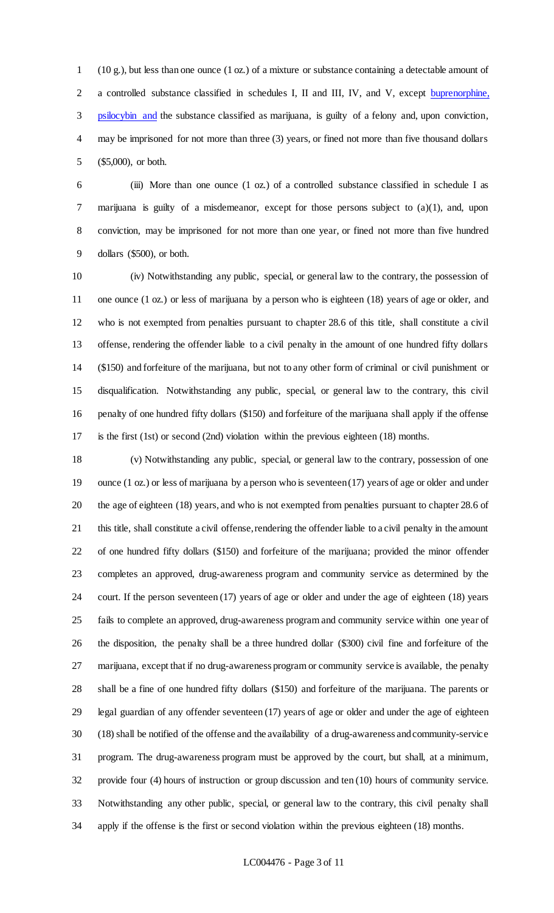(10 g.), but less than one ounce (1 oz.) of a mixture or substance containing a detectable amount of a controlled substance classified in schedules I, II and III, IV, and V, except buprenorphine, psilocybin and the substance classified as marijuana, is guilty of a felony and, upon conviction, may be imprisoned for not more than three (3) years, or fined not more than five thousand dollars ($5,000), or both.

(iii) More than one ounce (1 oz.) of a controlled substance classified in schedule I as marijuana is guilty of a misdemeanor, except for those persons subject to (a)(1), and, upon conviction, may be imprisoned for not more than one year, or fined not more than five hundred dollars ($500), or both.

(iv) Notwithstanding any public, special, or general law to the contrary, the possession of one ounce (1 oz.) or less of marijuana by a person who is eighteen (18) years of age or older, and who is not exempted from penalties pursuant to chapter 28.6 of this title, shall constitute a civil offense, rendering the offender liable to a civil penalty in the amount of one hundred fifty dollars ($150) and forfeiture of the marijuana, but not to any other form of criminal or civil punishment or disqualification. Notwithstanding any public, special, or general law to the contrary, this civil penalty of one hundred fifty dollars ($150) and forfeiture of the marijuana shall apply if the offense is the first (1st) or second (2nd) violation within the previous eighteen (18) months.

(v) Notwithstanding any public, special, or general law to the contrary, possession of one ounce (1 oz.) or less of marijuana by a person who is seventeen (17) years of age or older and under the age of eighteen (18) years, and who is not exempted from penalties pursuant to chapter 28.6 of this title, shall constitute a civil offense, rendering the offender liable to a civil penalty in the amount of one hundred fifty dollars ($150) and forfeiture of the marijuana; provided the minor offender completes an approved, drug-awareness program and community service as determined by the court. If the person seventeen (17) years of age or older and under the age of eighteen (18) years fails to complete an approved, drug-awareness program and community service within one year of the disposition, the penalty shall be a three hundred dollar ($300) civil fine and forfeiture of the marijuana, except that if no drug-awareness program or community service is available, the penalty shall be a fine of one hundred fifty dollars ($150) and forfeiture of the marijuana. The parents or legal guardian of any offender seventeen (17) years of age or older and under the age of eighteen (18) shall be notified of the offense and the availability of a drug-awareness and community-service program. The drug-awareness program must be approved by the court, but shall, at a minimum, provide four (4) hours of instruction or group discussion and ten (10) hours of community service. Notwithstanding any other public, special, or general law to the contrary, this civil penalty shall apply if the offense is the first or second violation within the previous eighteen (18) months.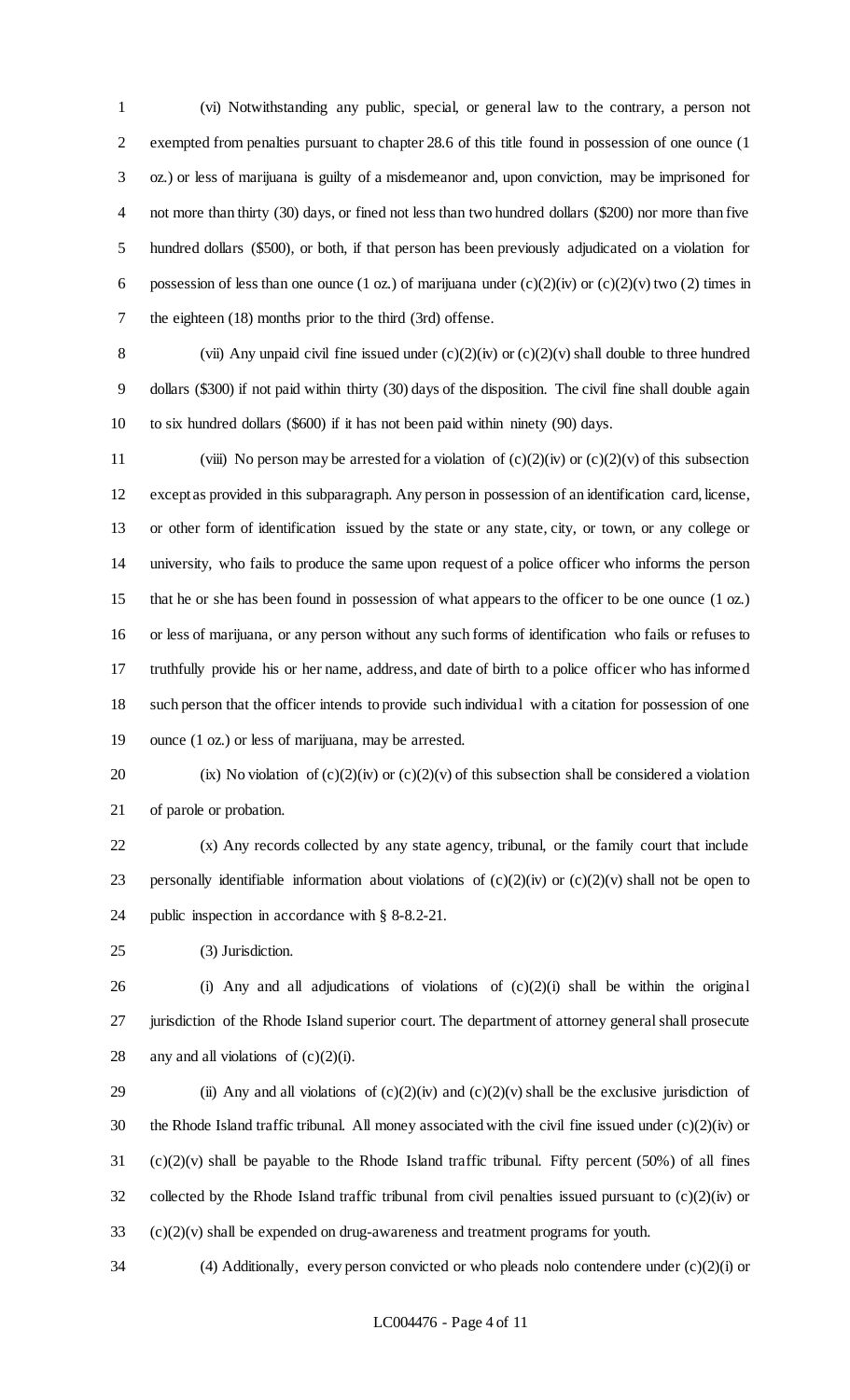(vi) Notwithstanding any public, special, or general law to the contrary, a person not exempted from penalties pursuant to chapter 28.6 of this title found in possession of one ounce (1 oz.) or less of marijuana is guilty of a misdemeanor and, upon conviction, may be imprisoned for not more than thirty (30) days, or fined not less than two hundred dollars ($200) nor more than five hundred dollars ($500), or both, if that person has been previously adjudicated on a violation for possession of less than one ounce (1 oz.) of marijuana under (c)(2)(iv) or (c)(2)(v) two (2) times in the eighteen (18) months prior to the third (3rd) offense.

(vii) Any unpaid civil fine issued under (c)(2)(iv) or (c)(2)(v) shall double to three hundred dollars ($300) if not paid within thirty (30) days of the disposition. The civil fine shall double again to six hundred dollars ($600) if it has not been paid within ninety (90) days.

(viii) No person may be arrested for a violation of (c)(2)(iv) or (c)(2)(v) of this subsection except as provided in this subparagraph. Any person in possession of an identification card, license, or other form of identification issued by the state or any state, city, or town, or any college or university, who fails to produce the same upon request of a police officer who informs the person that he or she has been found in possession of what appears to the officer to be one ounce (1 oz.) or less of marijuana, or any person without any such forms of identification who fails or refuses to truthfully provide his or her name, address, and date of birth to a police officer who has informed such person that the officer intends to provide such individual with a citation for possession of one ounce (1 oz.) or less of marijuana, may be arrested.

(ix) No violation of (c)(2)(iv) or (c)(2)(v) of this subsection shall be considered a violation of parole or probation.

(x) Any records collected by any state agency, tribunal, or the family court that include personally identifiable information about violations of (c)(2)(iv) or (c)(2)(v) shall not be open to public inspection in accordance with § 8-8.2-21.

(3) Jurisdiction.

(i) Any and all adjudications of violations of (c)(2)(i) shall be within the original jurisdiction of the Rhode Island superior court. The department of attorney general shall prosecute any and all violations of (c)(2)(i).

(ii) Any and all violations of (c)(2)(iv) and (c)(2)(v) shall be the exclusive jurisdiction of the Rhode Island traffic tribunal. All money associated with the civil fine issued under (c)(2)(iv) or (c)(2)(v) shall be payable to the Rhode Island traffic tribunal. Fifty percent (50%) of all fines collected by the Rhode Island traffic tribunal from civil penalties issued pursuant to (c)(2)(iv) or (c)(2)(v) shall be expended on drug-awareness and treatment programs for youth.

(4) Additionally, every person convicted or who pleads nolo contendere under (c)(2)(i) or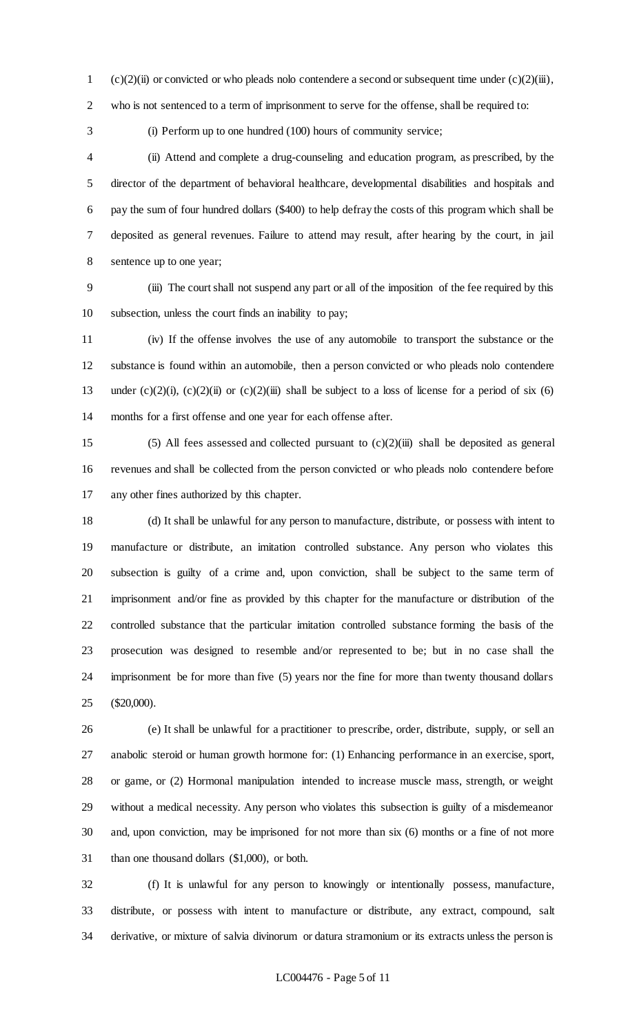(c)(2)(ii) or convicted or who pleads nolo contendere a second or subsequent time under (c)(2)(iii), who is not sentenced to a term of imprisonment to serve for the offense, shall be required to:

(i) Perform up to one hundred (100) hours of community service;

(ii) Attend and complete a drug-counseling and education program, as prescribed, by the director of the department of behavioral healthcare, developmental disabilities and hospitals and pay the sum of four hundred dollars ($400) to help defray the costs of this program which shall be deposited as general revenues. Failure to attend may result, after hearing by the court, in jail sentence up to one year;

(iii) The court shall not suspend any part or all of the imposition of the fee required by this subsection, unless the court finds an inability to pay;

(iv) If the offense involves the use of any automobile to transport the substance or the substance is found within an automobile, then a person convicted or who pleads nolo contendere under (c)(2)(i), (c)(2)(ii) or (c)(2)(iii) shall be subject to a loss of license for a period of six (6) months for a first offense and one year for each offense after.

(5) All fees assessed and collected pursuant to (c)(2)(iii) shall be deposited as general revenues and shall be collected from the person convicted or who pleads nolo contendere before any other fines authorized by this chapter.

(d) It shall be unlawful for any person to manufacture, distribute, or possess with intent to manufacture or distribute, an imitation controlled substance. Any person who violates this subsection is guilty of a crime and, upon conviction, shall be subject to the same term of imprisonment and/or fine as provided by this chapter for the manufacture or distribution of the controlled substance that the particular imitation controlled substance forming the basis of the prosecution was designed to resemble and/or represented to be; but in no case shall the imprisonment be for more than five (5) years nor the fine for more than twenty thousand dollars ($20,000).

(e) It shall be unlawful for a practitioner to prescribe, order, distribute, supply, or sell an anabolic steroid or human growth hormone for: (1) Enhancing performance in an exercise, sport, or game, or (2) Hormonal manipulation intended to increase muscle mass, strength, or weight without a medical necessity. Any person who violates this subsection is guilty of a misdemeanor and, upon conviction, may be imprisoned for not more than six (6) months or a fine of not more than one thousand dollars ($1,000), or both.

(f) It is unlawful for any person to knowingly or intentionally possess, manufacture, distribute, or possess with intent to manufacture or distribute, any extract, compound, salt derivative, or mixture of salvia divinorum or datura stramonium or its extracts unless the person is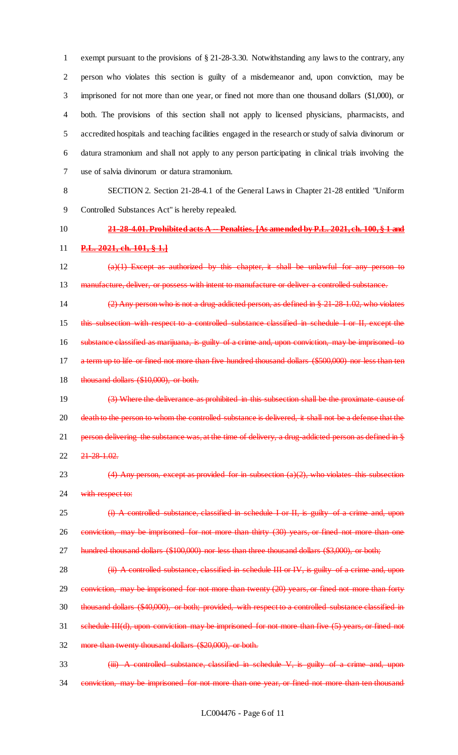exempt pursuant to the provisions of § 21-28-3.30. Notwithstanding any laws to the contrary, any person who violates this section is guilty of a misdemeanor and, upon conviction, may be imprisoned for not more than one year, or fined not more than one thousand dollars ($1,000), or both. The provisions of this section shall not apply to licensed physicians, pharmacists, and accredited hospitals and teaching facilities engaged in the research or study of salvia divinorum or datura stramonium and shall not apply to any person participating in clinical trials involving the use of salvia divinorum or datura stramonium.

SECTION 2. Section 21-28-4.1 of the General Laws in Chapter 21-28 entitled "Uniform Controlled Substances Act" is hereby repealed.

~~**21-28-4.01. Prohibited acts A -- Penalties. [As amended by P.L. 2021, ch. 100, § 1 and P.L. 2021, ch. 101, § 1.]**~~

~~(a)(1) Except as authorized by this chapter, it shall be unlawful for any person to manufacture, deliver, or possess with intent to manufacture or deliver a controlled substance.~~

~~(2) Any person who is not a drug-addicted person, as defined in § 21-28-1.02, who violates this subsection with respect to a controlled substance classified in schedule I or II, except the substance classified as marijuana, is guilty of a crime and, upon conviction, may be imprisoned to a term up to life or fined not more than five hundred thousand dollars ($500,000) nor less than ten thousand dollars ($10,000), or both.~~

~~(3) Where the deliverance as prohibited in this subsection shall be the proximate cause of death to the person to whom the controlled substance is delivered, it shall not be a defense that the person delivering the substance was, at the time of delivery, a drug-addicted person as defined in § 21-28-1.02.~~

~~(4) Any person, except as provided for in subsection (a)(2), who violates this subsection with respect to:~~

~~(i) A controlled substance, classified in schedule I or II, is guilty of a crime and, upon conviction, may be imprisoned for not more than thirty (30) years, or fined not more than one hundred thousand dollars ($100,000) nor less than three thousand dollars ($3,000), or both;~~

~~(ii) A controlled substance, classified in schedule III or IV, is guilty of a crime and, upon conviction, may be imprisoned for not more than twenty (20) years, or fined not more than forty thousand dollars ($40,000), or both; provided, with respect to a controlled substance classified in schedule III(d), upon conviction may be imprisoned for not more than five (5) years, or fined not more than twenty thousand dollars ($20,000), or both.~~

~~(iii) A controlled substance, classified in schedule V, is guilty of a crime and, upon conviction, may be imprisoned for not more than one year, or fined not more than ten thousand~~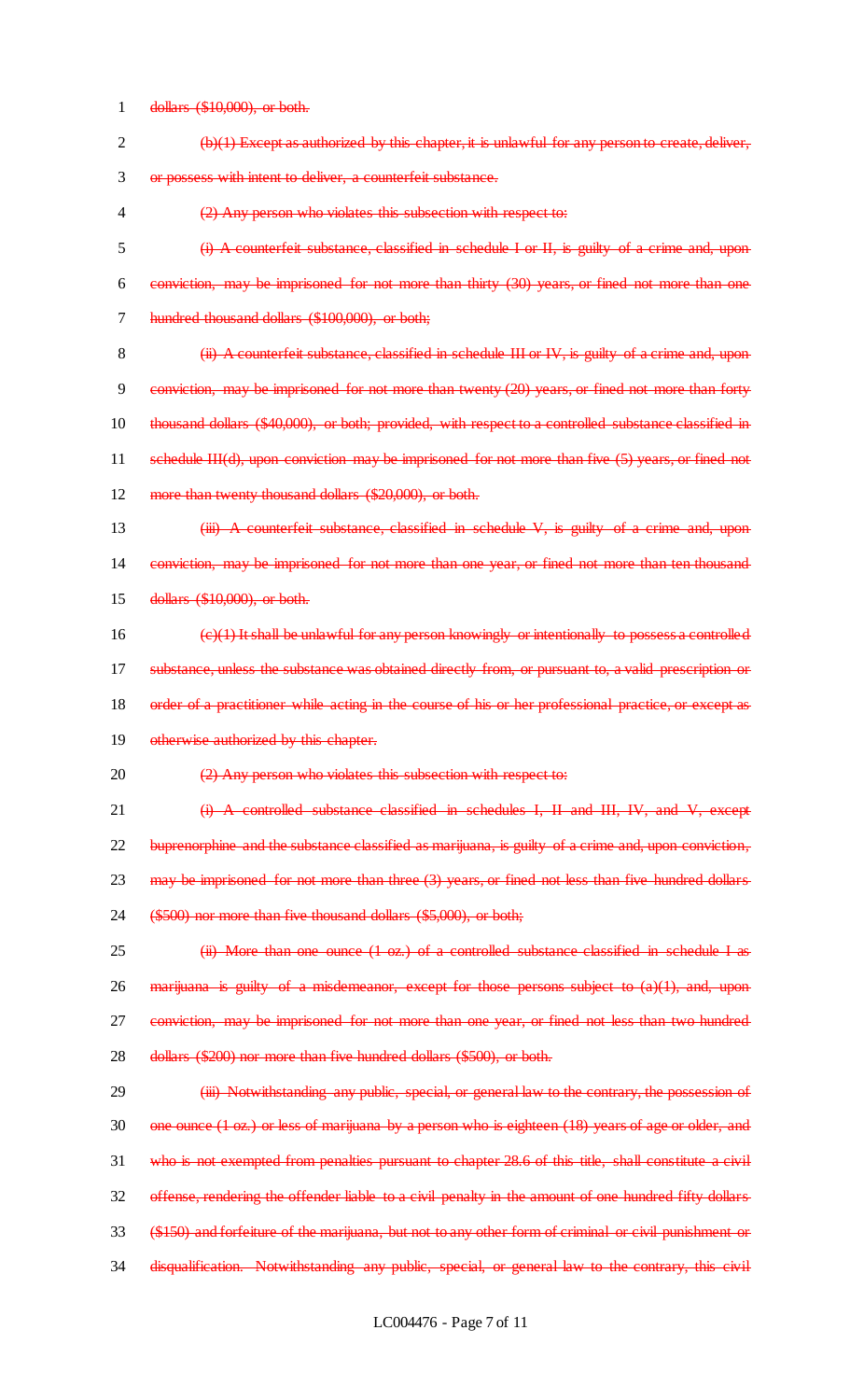dollars ($10,000), or both.

(b)(1) Except as authorized by this chapter, it is unlawful for any person to create, deliver, or possess with intent to deliver, a counterfeit substance.

(2) Any person who violates this subsection with respect to:

(i) A counterfeit substance, classified in schedule I or II, is guilty of a crime and, upon conviction, may be imprisoned for not more than thirty (30) years, or fined not more than one hundred thousand dollars ($100,000), or both;

(ii) A counterfeit substance, classified in schedule III or IV, is guilty of a crime and, upon conviction, may be imprisoned for not more than twenty (20) years, or fined not more than forty thousand dollars ($40,000), or both; provided, with respect to a controlled substance classified in schedule III(d), upon conviction may be imprisoned for not more than five (5) years, or fined not more than twenty thousand dollars ($20,000), or both.

(iii) A counterfeit substance, classified in schedule V, is guilty of a crime and, upon conviction, may be imprisoned for not more than one year, or fined not more than ten thousand dollars ($10,000), or both.

(c)(1) It shall be unlawful for any person knowingly or intentionally to possess a controlled substance, unless the substance was obtained directly from, or pursuant to, a valid prescription or order of a practitioner while acting in the course of his or her professional practice, or except as otherwise authorized by this chapter.

(2) Any person who violates this subsection with respect to:

(i) A controlled substance classified in schedules I, II and III, IV, and V, except buprenorphine and the substance classified as marijuana, is guilty of a crime and, upon conviction, may be imprisoned for not more than three (3) years, or fined not less than five hundred dollars ($500) nor more than five thousand dollars ($5,000), or both;

(ii) More than one ounce (1 oz.) of a controlled substance classified in schedule I as marijuana is guilty of a misdemeanor, except for those persons subject to (a)(1), and, upon conviction, may be imprisoned for not more than one year, or fined not less than two hundred dollars ($200) nor more than five hundred dollars ($500), or both.

(iii) Notwithstanding any public, special, or general law to the contrary, the possession of one ounce (1 oz.) or less of marijuana by a person who is eighteen (18) years of age or older, and who is not exempted from penalties pursuant to chapter 28.6 of this title, shall constitute a civil offense, rendering the offender liable to a civil penalty in the amount of one hundred fifty dollars ($150) and forfeiture of the marijuana, but not to any other form of criminal or civil punishment or disqualification. Notwithstanding any public, special, or general law to the contrary, this civil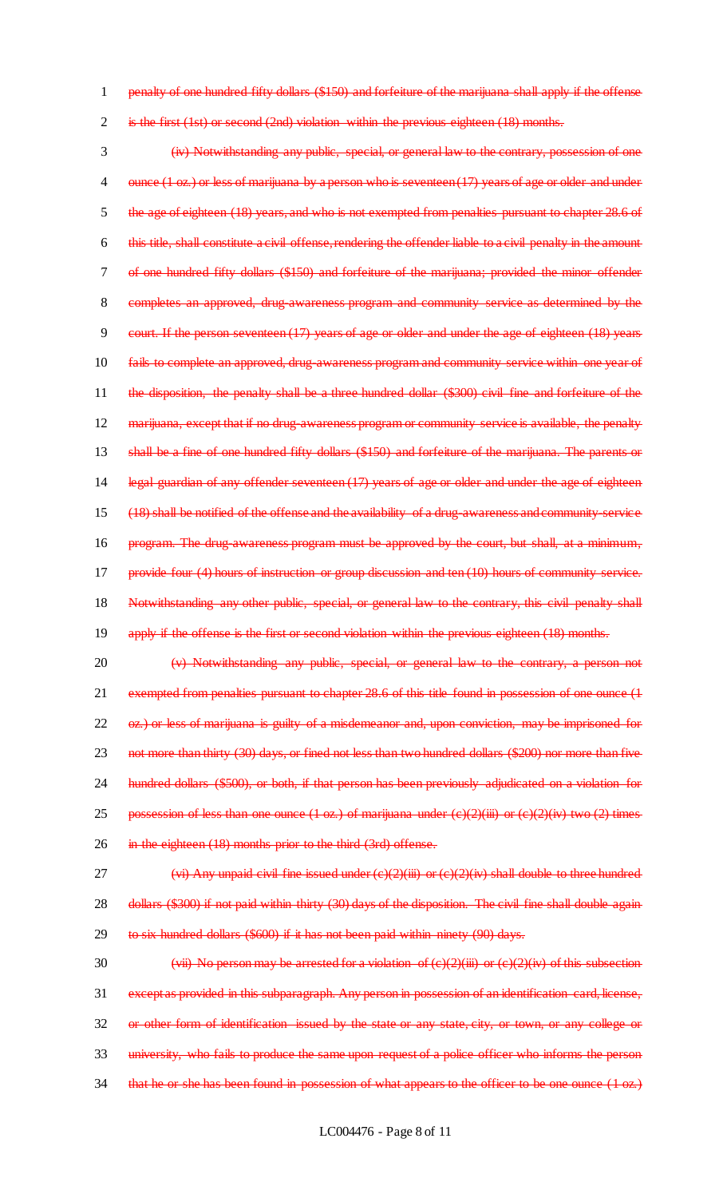penalty of one hundred fifty dollars ($150) and forfeiture of the marijuana shall apply if the offense is the first (1st) or second (2nd) violation within the previous eighteen (18) months.

(iv) Notwithstanding any public, special, or general law to the contrary, possession of one ounce (1 oz.) or less of marijuana by a person who is seventeen (17) years of age or older and under the age of eighteen (18) years, and who is not exempted from penalties pursuant to chapter 28.6 of this title, shall constitute a civil offense, rendering the offender liable to a civil penalty in the amount of one hundred fifty dollars ($150) and forfeiture of the marijuana; provided the minor offender completes an approved, drug-awareness program and community service as determined by the court. If the person seventeen (17) years of age or older and under the age of eighteen (18) years fails to complete an approved, drug-awareness program and community service within one year of the disposition, the penalty shall be a three hundred dollar ($300) civil fine and forfeiture of the marijuana, except that if no drug-awareness program or community service is available, the penalty shall be a fine of one hundred fifty dollars ($150) and forfeiture of the marijuana. The parents or legal guardian of any offender seventeen (17) years of age or older and under the age of eighteen (18) shall be notified of the offense and the availability of a drug-awareness and community-service program. The drug-awareness program must be approved by the court, but shall, at a minimum, provide four (4) hours of instruction or group discussion and ten (10) hours of community service. Notwithstanding any other public, special, or general law to the contrary, this civil penalty shall apply if the offense is the first or second violation within the previous eighteen (18) months.

(v) Notwithstanding any public, special, or general law to the contrary, a person not exempted from penalties pursuant to chapter 28.6 of this title found in possession of one ounce (1 oz.) or less of marijuana is guilty of a misdemeanor and, upon conviction, may be imprisoned for not more than thirty (30) days, or fined not less than two hundred dollars ($200) nor more than five hundred dollars ($500), or both, if that person has been previously adjudicated on a violation for possession of less than one ounce (1 oz.) of marijuana under (c)(2)(iii) or (c)(2)(iv) two (2) times in the eighteen (18) months prior to the third (3rd) offense.

(vi) Any unpaid civil fine issued under (c)(2)(iii) or (c)(2)(iv) shall double to three hundred dollars ($300) if not paid within thirty (30) days of the disposition. The civil fine shall double again to six hundred dollars ($600) if it has not been paid within ninety (90) days.

(vii) No person may be arrested for a violation of (c)(2)(iii) or (c)(2)(iv) of this subsection except as provided in this subparagraph. Any person in possession of an identification card, license, or other form of identification issued by the state or any state, city, or town, or any college or university, who fails to produce the same upon request of a police officer who informs the person that he or she has been found in possession of what appears to the officer to be one ounce (1 oz.)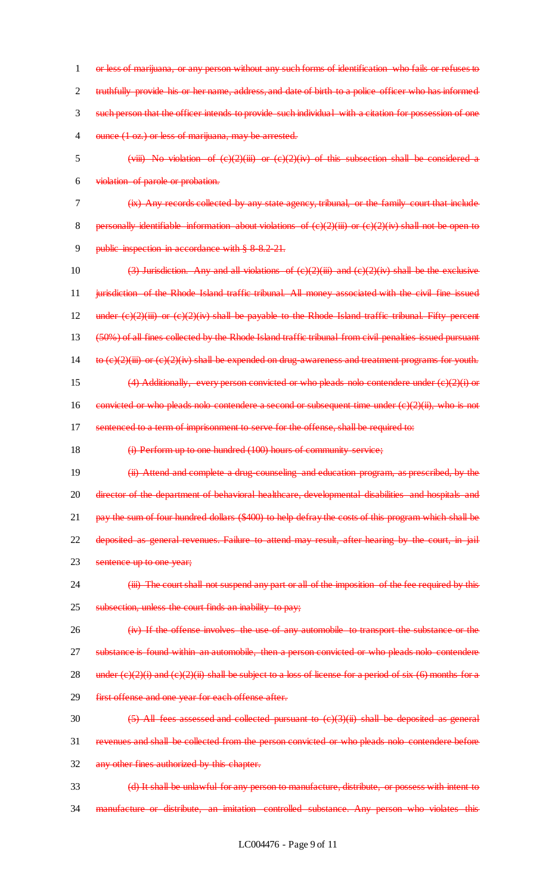~~or less of marijuana, or any person without any such forms of identification who fails or refuses to truthfully provide his or her name, address, and date of birth to a police officer who has informed such person that the officer intends to provide such individual with a citation for possession of one ounce (1 oz.) or less of marijuana, may be arrested.~~

~~(viii) No violation of (c)(2)(iii) or (c)(2)(iv) of this subsection shall be considered a violation of parole or probation.~~

~~(ix) Any records collected by any state agency, tribunal, or the family court that include personally identifiable information about violations of (c)(2)(iii) or (c)(2)(iv) shall not be open to public inspection in accordance with § 8-8.2-21.~~

~~(3) Jurisdiction. Any and all violations of (c)(2)(iii) and (c)(2)(iv) shall be the exclusive jurisdiction of the Rhode Island traffic tribunal. All money associated with the civil fine issued under (c)(2)(iii) or (c)(2)(iv) shall be payable to the Rhode Island traffic tribunal. Fifty percent (50%) of all fines collected by the Rhode Island traffic tribunal from civil penalties issued pursuant to (c)(2)(iii) or (c)(2)(iv) shall be expended on drug-awareness and treatment programs for youth.~~

~~(4) Additionally, every person convicted or who pleads nolo contendere under (c)(2)(i) or convicted or who pleads nolo contendere a second or subsequent time under (c)(2)(ii), who is not sentenced to a term of imprisonment to serve for the offense, shall be required to:~~

~~(i) Perform up to one hundred (100) hours of community service;~~

~~(ii) Attend and complete a drug-counseling and education program, as prescribed, by the director of the department of behavioral healthcare, developmental disabilities and hospitals and pay the sum of four hundred dollars ($400) to help defray the costs of this program which shall be deposited as general revenues. Failure to attend may result, after hearing by the court, in jail sentence up to one year;~~

~~(iii) The court shall not suspend any part or all of the imposition of the fee required by this subsection, unless the court finds an inability to pay;~~

~~(iv) If the offense involves the use of any automobile to transport the substance or the substance is found within an automobile, then a person convicted or who pleads nolo contendere under (c)(2)(i) and (c)(2)(ii) shall be subject to a loss of license for a period of six (6) months for a first offense and one year for each offense after.~~

~~(5) All fees assessed and collected pursuant to (c)(3)(ii) shall be deposited as general revenues and shall be collected from the person convicted or who pleads nolo contendere before any other fines authorized by this chapter.~~

~~(d) It shall be unlawful for any person to manufacture, distribute, or possess with intent to manufacture or distribute, an imitation controlled substance. Any person who violates this~~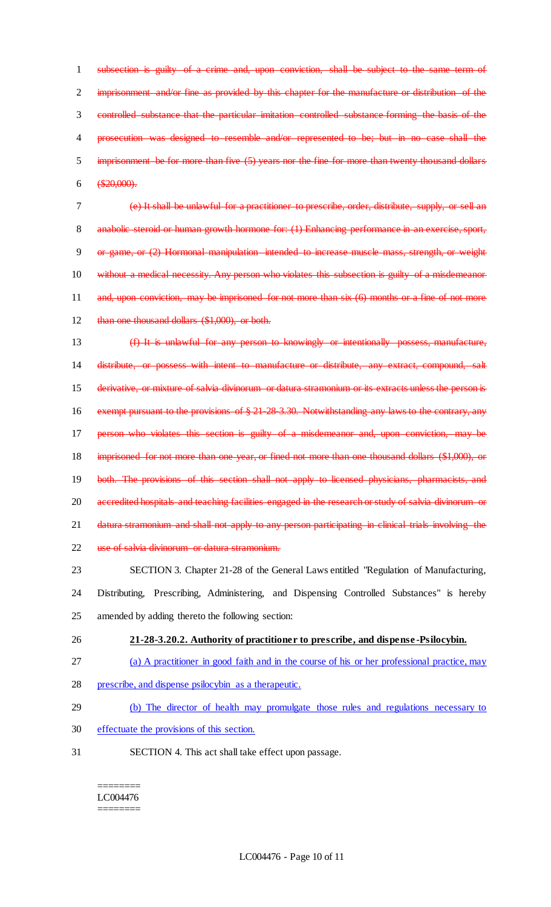~~subsection is guilty of a crime and, upon conviction, shall be subject to the same term of imprisonment and/or fine as provided by this chapter for the manufacture or distribution of the controlled substance that the particular imitation controlled substance forming the basis of the prosecution was designed to resemble and/or represented to be; but in no case shall the imprisonment be for more than five (5) years nor the fine for more than twenty thousand dollars ($20,000).~~

~~(e) It shall be unlawful for a practitioner to prescribe, order, distribute, supply, or sell an anabolic steroid or human growth hormone for: (1) Enhancing performance in an exercise, sport, or game, or (2) Hormonal manipulation intended to increase muscle mass, strength, or weight without a medical necessity. Any person who violates this subsection is guilty of a misdemeanor and, upon conviction, may be imprisoned for not more than six (6) months or a fine of not more than one thousand dollars ($1,000), or both.~~

~~(f) It is unlawful for any person to knowingly or intentionally possess, manufacture, distribute, or possess with intent to manufacture or distribute, any extract, compound, salt derivative, or mixture of salvia divinorum or datura stramonium or its extracts unless the person is exempt pursuant to the provisions of § 21-28-3.30. Notwithstanding any laws to the contrary, any person who violates this section is guilty of a misdemeanor and, upon conviction, may be imprisoned for not more than one year, or fined not more than one thousand dollars ($1,000), or both. The provisions of this section shall not apply to licensed physicians, pharmacists, and accredited hospitals and teaching facilities engaged in the research or study of salvia divinorum or datura stramonium and shall not apply to any person participating in clinical trials involving the use of salvia divinorum or datura stramonium.~~

SECTION 3. Chapter 21-28 of the General Laws entitled "Regulation of Manufacturing, Distributing, Prescribing, Administering, and Dispensing Controlled Substances" is hereby amended by adding thereto the following section:

**21-28-3.20.2. Authority of practitioner to prescribe, and dispense-Psilocybin.**

(a) A practitioner in good faith and in the course of his or her professional practice, may prescribe, and dispense psilocybin as a therapeutic.

(b) The director of health may promulgate those rules and regulations necessary to effectuate the provisions of this section.

SECTION 4. This act shall take effect upon passage.

========
LC004476
========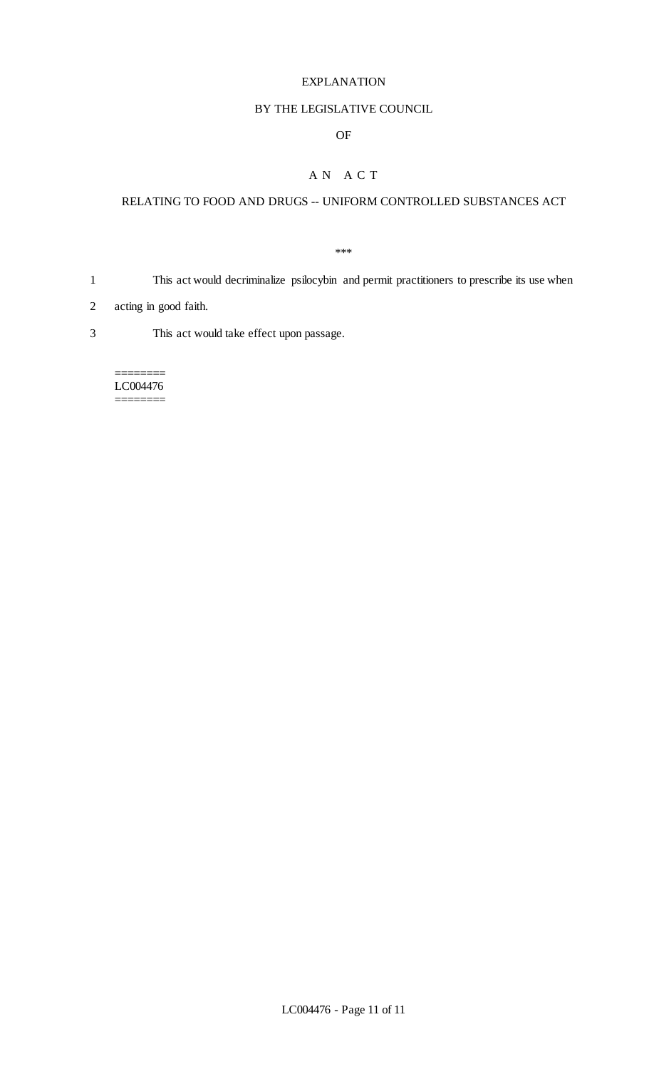EXPLANATION

BY THE LEGISLATIVE COUNCIL

OF

A N A C T

RELATING TO FOOD AND DRUGS -- UNIFORM CONTROLLED SUBSTANCES ACT

***

This act would decriminalize psilocybin and permit practitioners to prescribe its use when acting in good faith.

This act would take effect upon passage.

========
LC004476
========